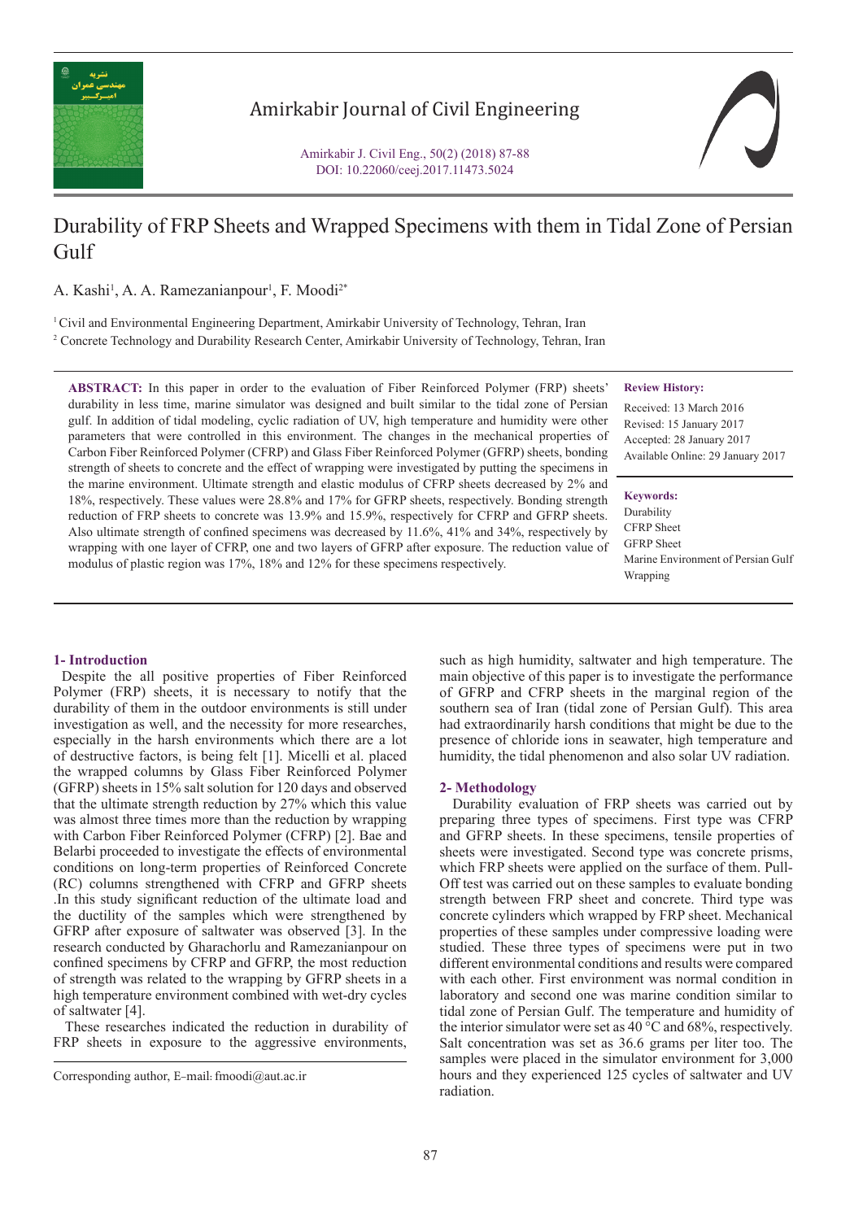# Durability of FRP Sheets and Wrapped Specimens with them in Tidal Zone of Persian Gulf

A. Kashi[1], A. A. Ramezanianpour[1], F. Moodi[2*]

[1] Civil and Environmental Engineering Department, Amirkabir University of Technology, Tehran, Iran

[2] Concrete Technology and Durability Research Center, Amirkabir University of Technology, Tehran, Iran

**ABSTRACT:** In this paper in order to the evaluation of Fiber Reinforced Polymer (FRP) sheets' durability in less time, marine simulator was designed and built similar to the tidal zone of Persian gulf. In addition of tidal modeling, cyclic radiation of UV, high temperature and humidity were other parameters that were controlled in this environment. The changes in the mechanical properties of Carbon Fiber Reinforced Polymer (CFRP) and Glass Fiber Reinforced Polymer (GFRP) sheets, bonding strength of sheets to concrete and the effect of wrapping were investigated by putting the specimens in the marine environment. Ultimate strength and elastic modulus of CFRP sheets decreased by 2% and 18%, respectively. These values were 28.8% and 17% for GFRP sheets, respectively. Bonding strength reduction of FRP sheets to concrete was 13.9% and 15.9%, respectively for CFRP and GFRP sheets. Also ultimate strength of confined specimens was decreased by 11.6%, 41% and 34%, respectively by wrapping with one layer of CFRP, one and two layers of GFRP after exposure. The reduction value of modulus of plastic region was 17%, 18% and 12% for these specimens respectively.

**Review History:**

Received: 13 March 2016
Revised: 15 January 2017
Accepted: 28 January 2017
Available Online: 29 January 2017

**Keywords:**

Durability
CFRP Sheet
GFRP Sheet
Marine Environment of Persian Gulf
Wrapping

## 1- Introduction

Despite the all positive properties of Fiber Reinforced Polymer (FRP) sheets, it is necessary to notify that the durability of them in the outdoor environments is still under investigation as well, and the necessity for more researches, especially in the harsh environments which there are a lot of destructive factors, is being felt [1]. Micelli et al. placed the wrapped columns by Glass Fiber Reinforced Polymer (GFRP) sheets in 15% salt solution for 120 days and observed that the ultimate strength reduction by 27% which this value was almost three times more than the reduction by wrapping with Carbon Fiber Reinforced Polymer (CFRP) [2]. Bae and Belarbi proceeded to investigate the effects of environmental conditions on long-term properties of Reinforced Concrete (RC) columns strengthened with CFRP and GFRP sheets .In this study significant reduction of the ultimate load and the ductility of the samples which were strengthened by GFRP after exposure of saltwater was observed [3]. In the research conducted by Gharachorlu and Ramezanianpour on confined specimens by CFRP and GFRP, the most reduction of strength was related to the wrapping by GFRP sheets in a high temperature environment combined with wet-dry cycles of saltwater [4].

These researches indicated the reduction in durability of FRP sheets in exposure to the aggressive environments, such as high humidity, saltwater and high temperature. The main objective of this paper is to investigate the performance of GFRP and CFRP sheets in the marginal region of the southern sea of Iran (tidal zone of Persian Gulf). This area had extraordinarily harsh conditions that might be due to the presence of chloride ions in seawater, high temperature and humidity, the tidal phenomenon and also solar UV radiation.

## 2- Methodology

Durability evaluation of FRP sheets was carried out by preparing three types of specimens. First type was CFRP and GFRP sheets. In these specimens, tensile properties of sheets were investigated. Second type was concrete prisms, which FRP sheets were applied on the surface of them. Pull-Off test was carried out on these samples to evaluate bonding strength between FRP sheet and concrete. Third type was concrete cylinders which wrapped by FRP sheet. Mechanical properties of these samples under compressive loading were studied. These three types of specimens were put in two different environmental conditions and results were compared with each other. First environment was normal condition in laboratory and second one was marine condition similar to tidal zone of Persian Gulf. The temperature and humidity of the interior simulator were set as 40 °C and 68%, respectively. Salt concentration was set as 36.6 grams per liter too. The samples were placed in the simulator environment for 3,000 hours and they experienced 125 cycles of saltwater and UV radiation.

Corresponding author, E-mail: fmoodi@aut.ac.ir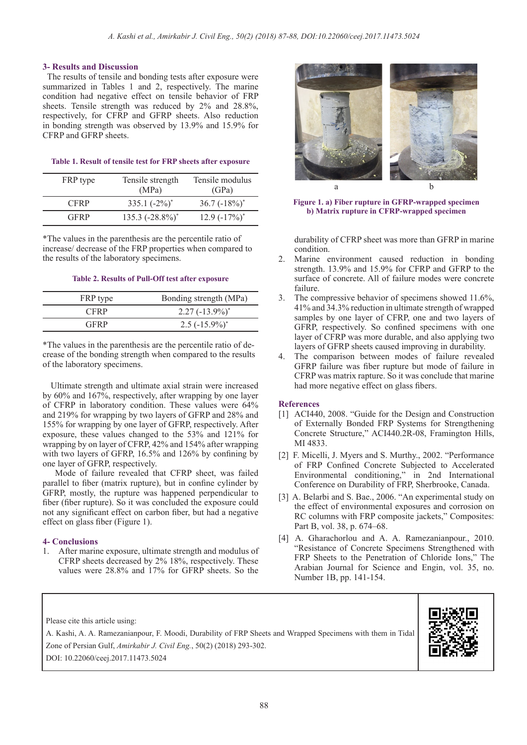## 3- Results and Discussion

The results of tensile and bonding tests after exposure were summarized in Tables 1 and 2, respectively. The marine condition had negative effect on tensile behavior of FRP sheets. Tensile strength was reduced by 2% and 28.8%, respectively, for CFRP and GFRP sheets. Also reduction in bonding strength was observed by 13.9% and 15.9% for CFRP and GFRP sheets.

**Table 1. Result of tensile test for FRP sheets after exposure**

| FRP type | Tensile strength (MPa) | Tensile modulus (GPa) |
|---|---|---|
| CFRP | 335.1 (-2%)* | 36.7 (-18%)* |
| GFRP | 135.3 (-28.8%)* | 12.9 (-17%)* |

*The values in the parenthesis are the percentile ratio of increase/ decrease of the FRP properties when compared to the results of the laboratory specimens.

**Table 2. Results of Pull-Off test after exposure**

| FRP type | Bonding strength (MPa) |
|---|---|
| CFRP | 2.27 (-13.9%)* |
| GFRP | 2.5 (-15.9%)* |

*The values in the parenthesis are the percentile ratio of decrease of the bonding strength when compared to the results of the laboratory specimens.

Ultimate strength and ultimate axial strain were increased by 60% and 167%, respectively, after wrapping by one layer of CFRP in laboratory condition. These values were 64% and 219% for wrapping by two layers of GFRP and 28% and 155% for wrapping by one layer of GFRP, respectively. After exposure, these values changed to the 53% and 121% for wrapping by on layer of CFRP, 42% and 154% after wrapping with two layers of GFRP, 16.5% and 126% by confining by one layer of GFRP, respectively.

Mode of failure revealed that CFRP sheet, was failed parallel to fiber (matrix rupture), but in confine cylinder by GFRP, mostly, the rupture was happened perpendicular to fiber (fiber rupture). So it was concluded the exposure could not any significant effect on carbon fiber, but had a negative effect on glass fiber (Figure 1).

a

b

**Figure 1. a) Fiber rupture in GFRP-wrapped specimen b) Matrix rupture in CFRP-wrapped specimen**

## 4- Conclusions

1. After marine exposure, ultimate strength and modulus of CFRP sheets decreased by 2% 18%, respectively. These values were 28.8% and 17% for GFRP sheets. So the durability of CFRP sheet was more than GFRP in marine condition.
2. Marine environment caused reduction in bonding strength. 13.9% and 15.9% for CFRP and GFRP to the surface of concrete. All of failure modes were concrete failure.
3. The compressive behavior of specimens showed 11.6%, 41% and 34.3% reduction in ultimate strength of wrapped samples by one layer of CFRP, one and two layers of GFRP, respectively. So confined specimens with one layer of CFRP was more durable, and also applying two layers of GFRP sheets caused improving in durability.
4. The comparison between modes of failure revealed GFRP failure was fiber rupture but mode of failure in CFRP was matrix rapture. So it was conclude that marine had more negative effect on glass fibers.

## References

[1] ACI440, 2008. "Guide for the Design and Construction of Externally Bonded FRP Systems for Strengthening Concrete Structure," ACI440.2R-08, Framington Hills, MI 4833.

[2] F. Micelli, J. Myers and S. Murthy., 2002. "Performance of FRP Confined Concrete Subjected to Accelerated Environmental conditioning," in 2nd International Conference on Durability of FRP, Sherbrooke, Canada.

[3] A. Belarbi and S. Bae., 2006. "An experimental study on the effect of environmental exposures and corrosion on RC columns with FRP composite jackets," Composites: Part B, vol. 38, p. 674–68.

[4] A. Gharachorlou and A. A. Ramezanianpour., 2010. "Resistance of Concrete Specimens Strengthened with FRP Sheets to the Penetration of Chloride Ions," The Arabian Journal for Science and Engin, vol. 35, no. Number 1B, pp. 141-154.

Please cite this article using:

A. Kashi, A. A. Ramezanianpour, F. Moodi, Durability of FRP Sheets and Wrapped Specimens with them in Tidal Zone of Persian Gulf, *Amirkabir J. Civil Eng.*, 50(2) (2018) 293-302.

DOI: 10.22060/ceej.2017.11473.5024